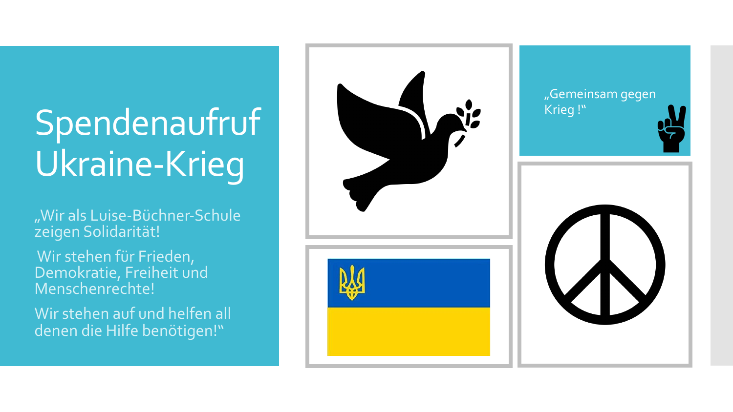# Spendenaufruf Ukraine-Krieg

„Wir als Luise-Büchner-Schule zeigen Solidarität!

Wir stehen für Frieden, Demokratie, Freiheit und Menschenrechte!

Wir stehen auf und helfen all denen die Hilfe benötigen!"

„Gemeinsam gegen Krieg !"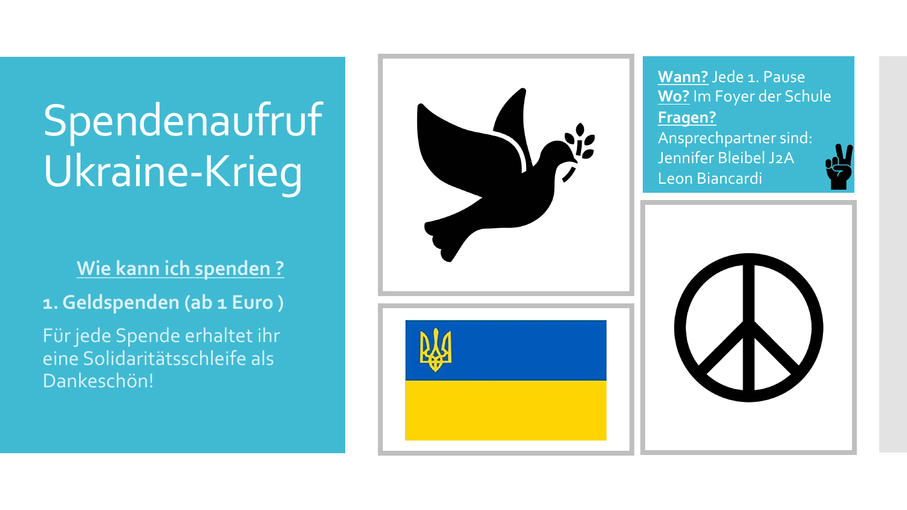# Spendenaufruf Ukraine-Krieg

**Wie kann ich spenden ?**

**1. Geldspenden (ab 1 Euro )**

Für jede Spende erhaltet ihr eine Solidaritätsschleife als Dankeschön!

**Wann?** Jede 1. Pause
**Wo?** Im Foyer der Schule
**Fragen?**
Ansprechpartner sind:
Jennifer Bleibel J2A
Leon Biancardi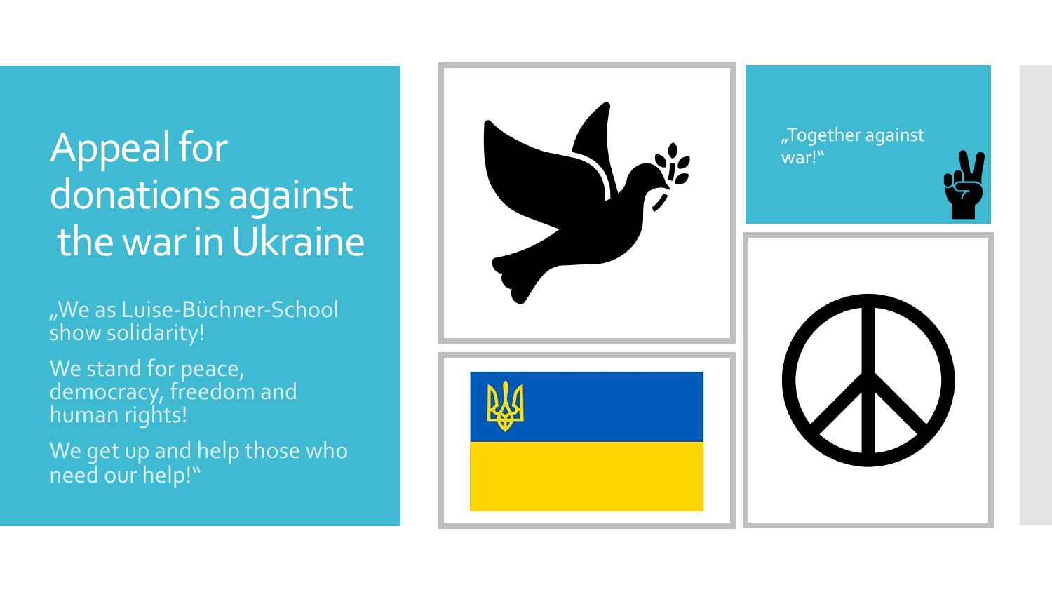# Appeal for donations against the war in Ukraine

„We as Luise-Büchner-School show solidarity!

We stand for peace, democracy, freedom and human rights!

We get up and help those who need our help!"

„Together against war!"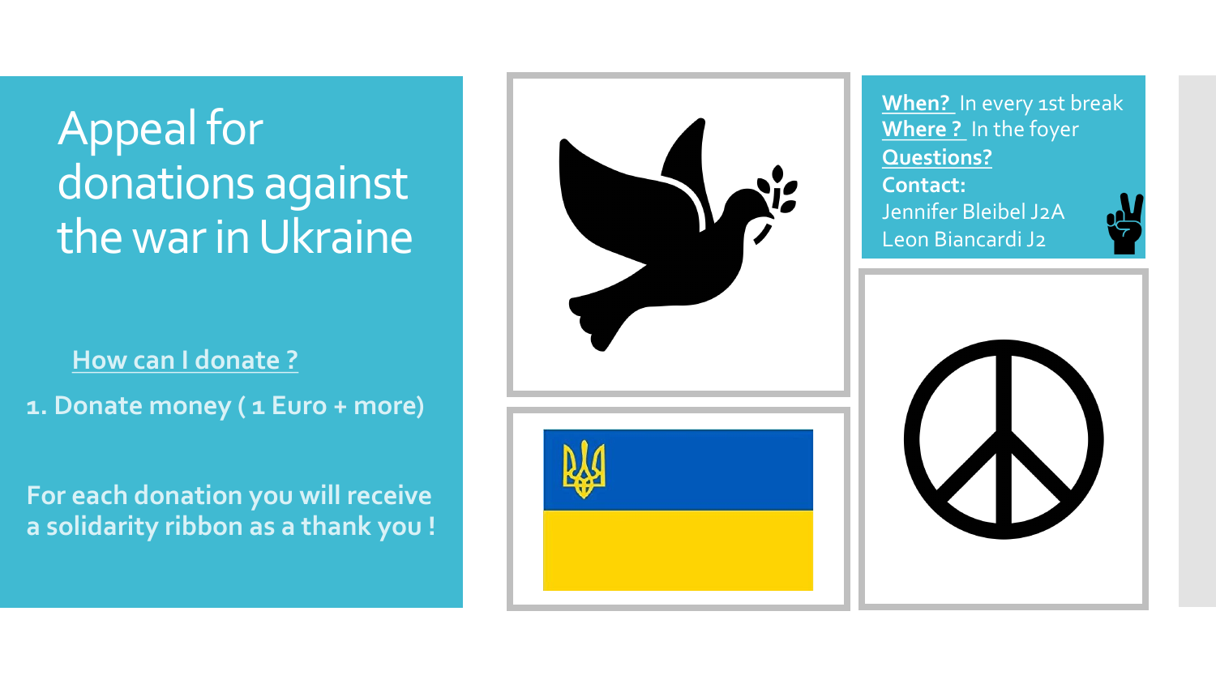# Appeal for donations against the war in Ukraine

**How can I donate ?**

**1. Donate money ( 1 Euro + more)**

**For each donation you will receive a solidarity ribbon as a thank you !**

**When?** In every 1st break
**Where ?** In the foyer
**Questions?**
**Contact:**
Jennifer Bleibel J2A
Leon Biancardi J2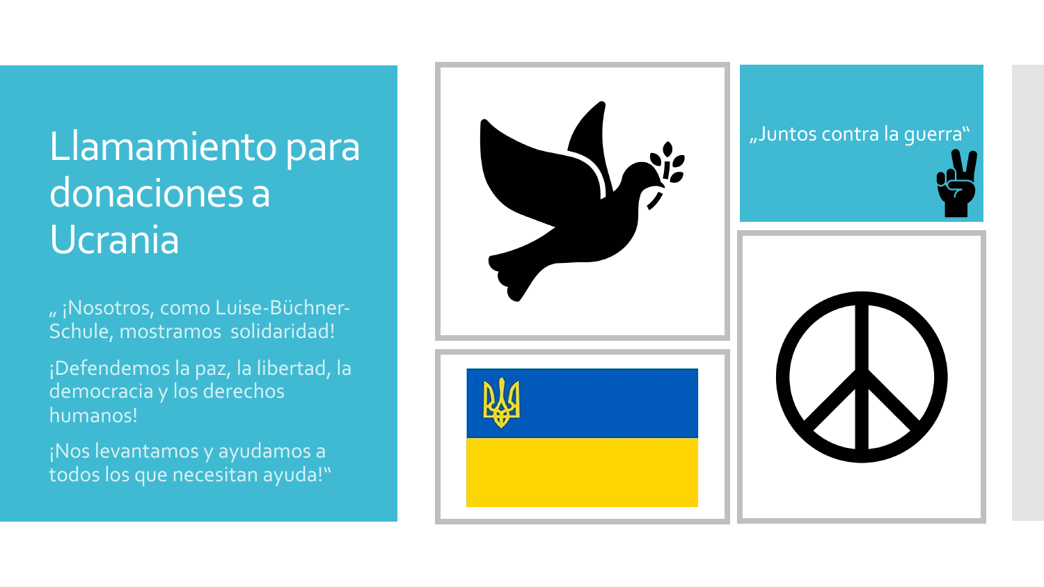# Llamamiento para donaciones a Ucrania

„ ¡Nosotros, como Luise-Büchner-Schule, mostramos solidaridad!

¡Defendemos la paz, la libertad, la democracia y los derechos humanos!

¡Nos levantamos y ayudamos a todos los que necesitan ayuda!"

„Juntos contra la guerra"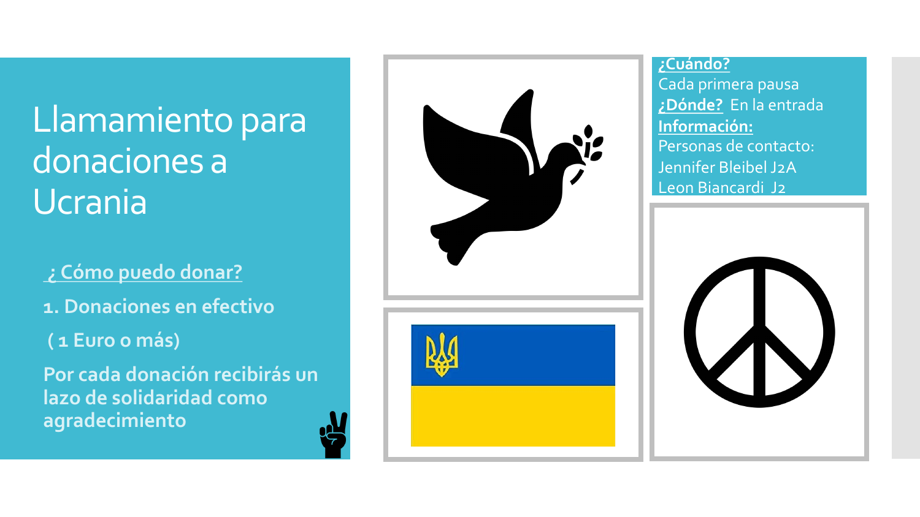# Llamamiento para donaciones a Ucrania

**¿ Cómo puedo donar?**

**1. Donaciones en efectivo**

**( 1 Euro o más)**

**Por cada donación recibirás un lazo de solidaridad como agradecimiento**

**¿Cuándo?**
Cada primera pausa

**¿Dónde?** En la entrada

**Información:**
Personas de contacto:
Jennifer Bleibel J2A
Leon Biancardi J2